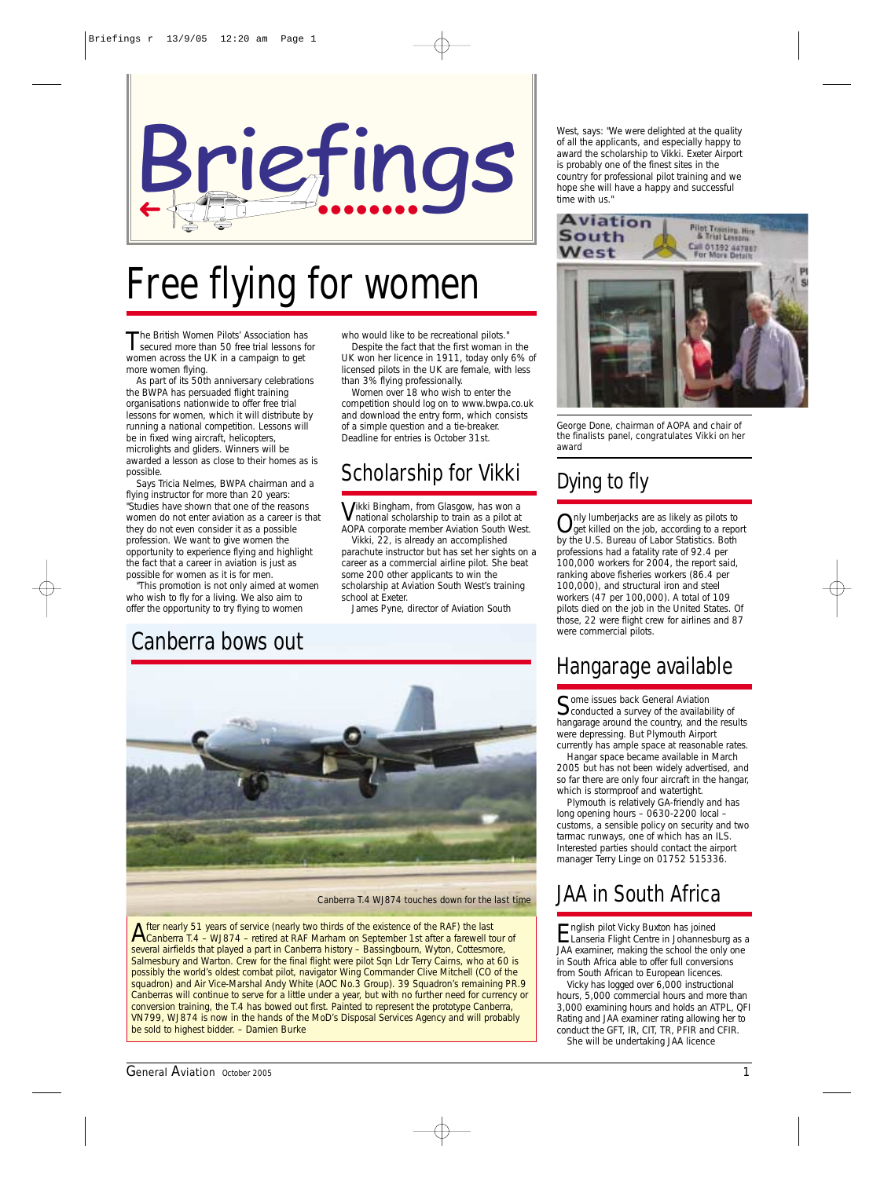# Briefings

## Free flying for women

The British Women Pilots' Association has secured more than 50 free trial lessons for women across the UK in a campaign to get more women flying.

As part of its 50th anniversary celebrations the BWPA has persuaded flight training organisations nationwide to offer free trial lessons for women, which it will distribute by running a national competition. Lessons will be in fixed wing aircraft, helicopters, microlights and gliders. Winners will be awarded a lesson as close to their homes as is possible.

Says Tricia Nelmes, BWPA chairman and a flying instructor for more than 20 years: "Studies have shown that one of the reasons women do not enter aviation as a career is that they do not even consider it as a possible profession. We want to give women the opportunity to experience flying and highlight the fact that a career in aviation is just as possible for women as it is for men.

"This promotion is not only aimed at women who wish to fly for a living. We also aim to offer the opportunity to try flying to women who would like to be recreational pilots."

Despite the fact that the first woman in the UK won her licence in 1911, today only 6% of licensed pilots in the UK are female, with less than 3% flying professionally.

Women over 18 who wish to enter the competition should log on to www.bwpa.co.uk and download the entry form, which consists of a simple question and a tie-breaker. Deadline for entries is October 31st.

## Scholarship for Vikki

Vikki Bingham, from Glasgow, has won a national scholarship to train as a pilot at AOPA corporate member Aviation South West.

Vikki, 22, is already an accomplished parachute instructor but has set her sights on a career as a commercial airline pilot. She beat some 200 other applicants to win the scholarship at Aviation South West's training school at Exeter.

James Pyne, director of Aviation South West, says: "We were delighted at the quality of all the applicants, and especially happy to award the scholarship to Vikki. Exeter Airport is probably one of the finest sites in the country for professional pilot training and we hope she will have a happy and successful time with us."

George Done, chairman of AOPA and chair of the finalists panel, congratulates Vikki on her award

## Canberra bows out

Canberra T.4 WJ874 touches down for the last time

After nearly 51 years of service (nearly two thirds of the existence of the RAF) the last Canberra T.4 – WJ874 – retired at RAF Marham on September 1st after a farewell tour of several airfields that played a part in Canberra history – Bassingbourn, Wyton, Cottesmore, Salmesbury and Warton. Crew for the final flight were pilot Sqn Ldr Terry Cairns, who at 60 is possibly the world's oldest combat pilot, navigator Wing Commander Clive Mitchell (CO of the squadron) and Air Vice-Marshal Andy White (AOC No.3 Group). 39 Squadron's remaining PR.9 Canberras will continue to serve for a little under a year, but with no further need for currency or conversion training, the T.4 has bowed out first. Painted to represent the prototype Canberra, VN799, WJ874 is now in the hands of the MoD's Disposal Services Agency and will probably be sold to highest bidder. – Damien Burke

## Dying to fly

Only lumberjacks are as likely as pilots to get killed on the job, according to a report by the U.S. Bureau of Labor Statistics. Both professions had a fatality rate of 92.4 per 100,000 workers for 2004, the report said, ranking above fisheries workers (86.4 per 100,000), and structural iron and steel workers (47 per 100,000). A total of 109 pilots died on the job in the United States. Of those, 22 were flight crew for airlines and 87 were commercial pilots.

## Hangarage available

Some issues back General Aviation conducted a survey of the availability of hangarage around the country, and the results were depressing. But Plymouth Airport currently has ample space at reasonable rates.

Hangar space became available in March 2005 but has not been widely advertised, and so far there are only four aircraft in the hangar, which is stormproof and watertight.

Plymouth is relatively GA-friendly and has long opening hours – 0630-2200 local – customs, a sensible policy on security and two tarmac runways, one of which has an ILS. Interested parties should contact the airport manager Terry Linge on 01752 515336.

## JAA in South Africa

English pilot Vicky Buxton has joined Lanseria Flight Centre in Johannesburg as a JAA examiner, making the school the only one in South Africa able to offer full conversions from South African to European licences.

Vicky has logged over 6,000 instructional hours, 5,000 commercial hours and more than 3,000 examining hours and holds an ATPL, QFI Rating and JAA examiner rating allowing her to conduct the GFT, IR, CIT, TR, PFIR and CFIR.

She will be undertaking JAA licence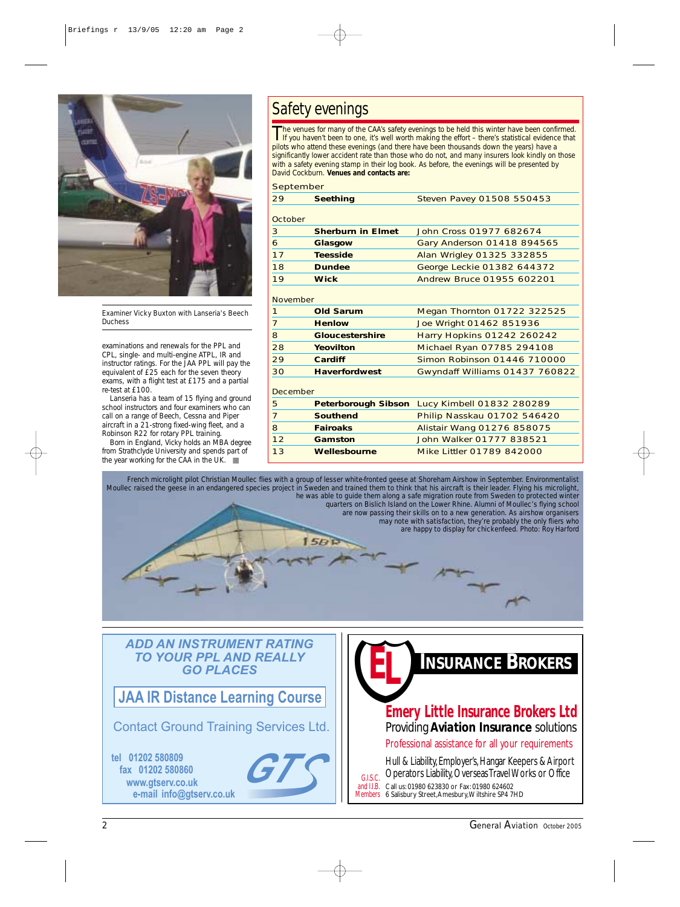Examiner Vicky Buxton with Lanseria's Beech Duchess

examinations and renewals for the PPL and CPL, single- and multi-engine ATPL, IR and instructor ratings. For the JAA PPL will pay the equivalent of £25 each for the seven theory exams, with a flight test at £175 and a partial re-test at £100.

Lanseria has a team of 15 flying and ground school instructors and four examiners who can call on a range of Beech, Cessna and Piper aircraft in a 21-strong fixed-wing fleet, and a Robinson R22 for rotary PPL training.

Born in England, Vicky holds an MBA degree from Strathclyde University and spends part of the year working for the CAA in the UK. ■

## Safety evenings

The venues for many of the CAA's safety evenings to be held this winter have been confirmed. If you haven't been to one, it's well worth making the effort – there's statistical evidence that pilots who attend these evenings (and there have been thousands down the years) have a significantly lower accident rate than those who do not, and many insurers look kindly on those with a safety evening stamp in their log book. As before, the evenings will be presented by David Cockburn. **Venues and contacts are:**

| | | |
|---|---|---|
| **September** | | |
| 29 | **Seething** | Steven Pavey 01508 550453 |
| **October** | | |
| 3 | **Sherburn in Elmet** | John Cross 01977 682674 |
| 6 | **Glasgow** | Gary Anderson 01418 894565 |
| 17 | **Teesside** | Alan Wrigley 01325 332855 |
| 18 | **Dundee** | George Leckie 01382 644372 |
| 19 | **Wick** | Andrew Bruce 01955 602201 |
| **November** | | |
| 1 | **Old Sarum** | Megan Thornton 01722 322525 |
| 7 | **Henlow** | Joe Wright 01462 851936 |
| 8 | **Gloucestershire** | Harry Hopkins 01242 260242 |
| 28 | **Yeovilton** | Michael Ryan 07785 294108 |
| 29 | **Cardiff** | Simon Robinson 01446 710000 |
| 30 | **Haverfordwest** | Gwyndaff Williams 01437 760822 |
| **December** | | |
| 5 | **Peterborough Sibson** | Lucy Kimbell 01832 280289 |
| 7 | **Southend** | Philip Nasskau 01702 546420 |
| 8 | **Fairoaks** | Alistair Wang 01276 858075 |
| 12 | **Gamston** | John Walker 01777 838521 |
| 13 | **Wellesbourne** | Mike Littler 01789 842000 |

French microlight pilot Christian Moullec flies with a group of lesser white-fronted geese at Shoreham Airshow in September. Environmentalist Moullec raised the geese in an endangered species project in Sweden and trained them to think that his aircraft is their leader. Flying his microlight, he was able to guide them along a safe migration route from Sweden to protected winter quarters on Bislich Island on the Lower Rhine. Alumni of Moullec's flying school are now passing their skills on to a new generation. As airshow organisers may note with satisfaction, they're probably the only fliers who are happy to display for chickenfeed. Photo: Roy Harford

*ADD AN INSTRUMENT RATING TO YOUR PPL AND REALLY GO PLACES*

**JAA IR Distance Learning Course**

Contact Ground Training Services Ltd.

tel 01202 580809
fax 01202 580860
www.gtserv.co.uk
e-mail info@gtserv.co.uk

GTS

EL INSURANCE BROKERS

**Emery Little Insurance Brokers Ltd**

Providing **Aviation Insurance** solutions

Professional assistance for all your requirements

Hull & Liability, Employer's, Hangar Keepers & Airport Operators Liability, Overseas Travel Works or Office

G.I.S.C. and I.I.B. Members

Call us: 01980 623830 or Fax: 01980 624602
6 Salisbury Street, Amesbury, Wiltshire SP4 7HD